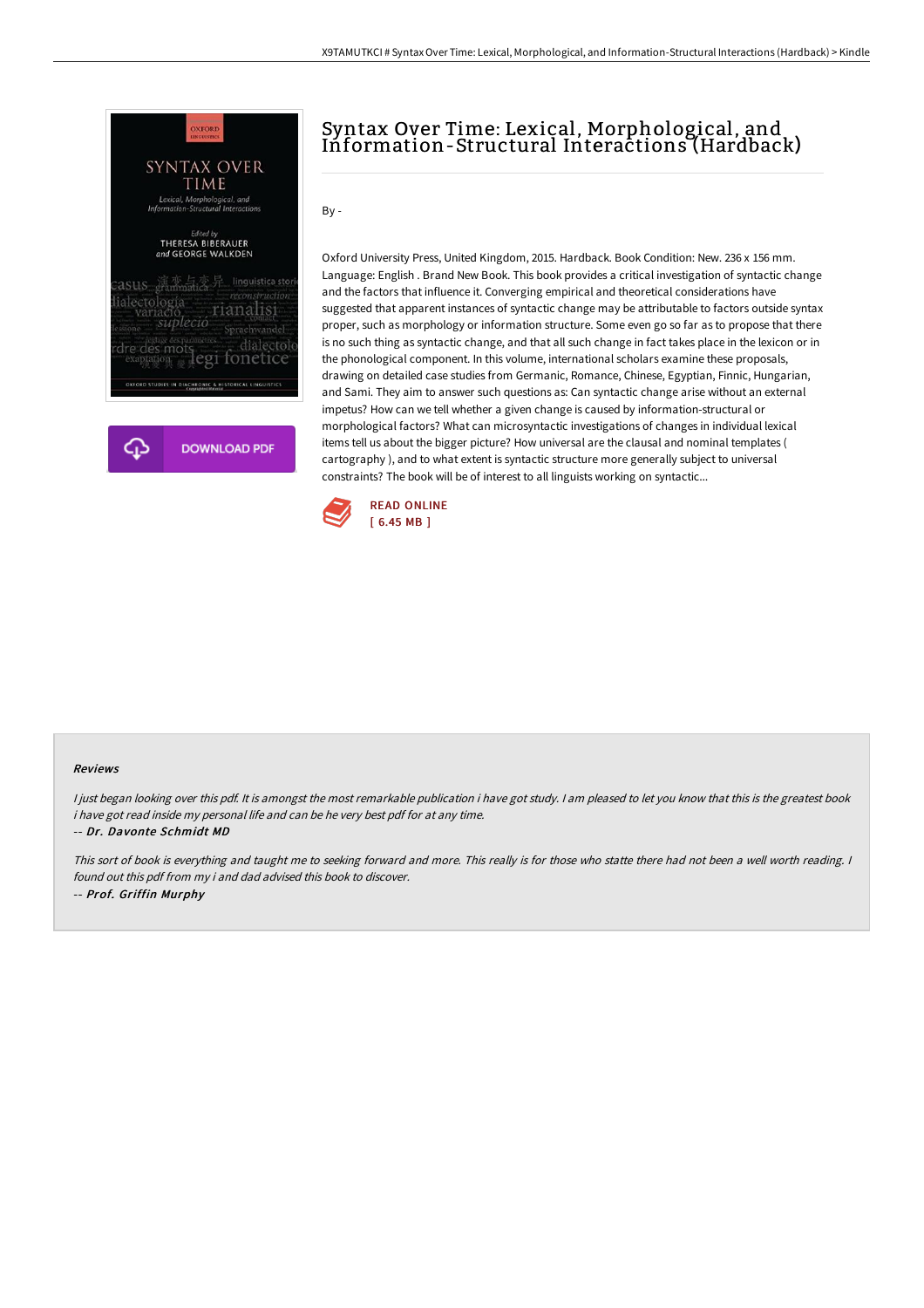# Syntax Over Time: Lexical, Morphological, and Information-Structural Interactions (Hardback)

By -

Oxford University Press, United Kingdom, 2015. Hardback. Book Condition: New. 236 x 156 mm. Language: English . Brand New Book. This book provides a critical investigation of syntactic change and the factors that influence it. Converging empirical and theoretical considerations have suggested that apparent instances of syntactic change may be attributable to factors outside syntax proper, such as morphology or information structure. Some even go so far as to propose that there is no such thing as syntactic change, and that all such change in fact takes place in the lexicon or in the phonological component. In this volume, international scholars examine these proposals, drawing on detailed case studies from Germanic, Romance, Chinese, Egyptian, Finnic, Hungarian, and Sami. They aim to answer such questions as: Can syntactic change arise without an external impetus? How can we tell whether a given change is caused by information-structural or morphological factors? What can microsyntactic investigations of changes in individual lexical items tell us about the bigger picture? How universal are the clausal and nominal templates ( cartography ), and to what extent is syntactic structure more generally subject to universal constraints? The book will be of interest to all linguists working on syntactic...

READ ONLINE
[ 6.45 MB ]

DOWNLOAD PDF

## Reviews

*I just began looking over this pdf. It is amongst the most remarkable publication i have got study. I am pleased to let you know that this is the greatest book i have got read inside my personal life and can be he very best pdf for at any time.*

-- *Dr. Davonte Schmidt MD*

*This sort of book is everything and taught me to seeking forward and more. This really is for those who statte there had not been a well worth reading. I found out this pdf from my i and dad advised this book to discover.*

-- *Prof. Griffin Murphy*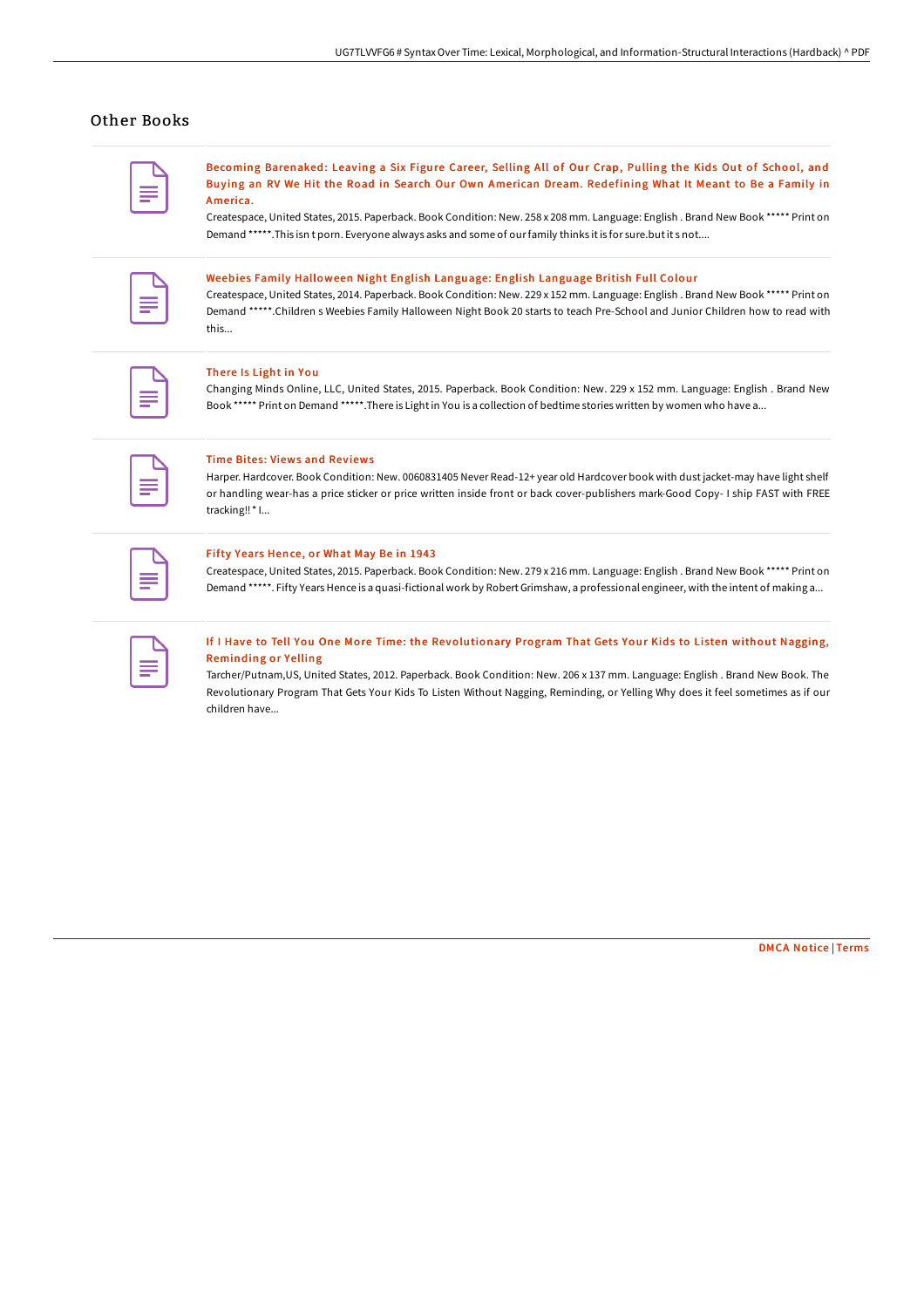## Other Books

**Becoming Barenaked: Leaving a Six Figure Career, Selling All of Our Crap, Pulling the Kids Out of School, and Buying an RV We Hit the Road in Search Our Own American Dream. Redefining What It Meant to Be a Family in America.**

Createspace, United States, 2015. Paperback. Book Condition: New. 258 x 208 mm. Language: English . Brand New Book ***** Print on Demand *****.This isn t porn. Everyone always asks and some of our family thinks it is for sure.but it s not....

**Weebies Family Halloween Night English Language: English Language British Full Colour**

Createspace, United States, 2014. Paperback. Book Condition: New. 229 x 152 mm. Language: English . Brand New Book ***** Print on Demand *****.Children s Weebies Family Halloween Night Book 20 starts to teach Pre-School and Junior Children how to read with this...

**There Is Light in You**

Changing Minds Online, LLC, United States, 2015. Paperback. Book Condition: New. 229 x 152 mm. Language: English . Brand New Book ***** Print on Demand *****.There is Light in You is a collection of bedtime stories written by women who have a...

**Time Bites: Views and Reviews**

Harper. Hardcover. Book Condition: New. 0060831405 Never Read-12+ year old Hardcover book with dust jacket-may have light shelf or handling wear-has a price sticker or price written inside front or back cover-publishers mark-Good Copy- I ship FAST with FREE tracking!! * I...

**Fifty Years Hence, or What May Be in 1943**

Createspace, United States, 2015. Paperback. Book Condition: New. 279 x 216 mm. Language: English . Brand New Book ***** Print on Demand *****. Fifty Years Hence is a quasi-fictional work by Robert Grimshaw, a professional engineer, with the intent of making a...

**If I Have to Tell You One More Time: the Revolutionary Program That Gets Your Kids to Listen without Nagging, Reminding or Yelling**

Tarcher/Putnam,US, United States, 2012. Paperback. Book Condition: New. 206 x 137 mm. Language: English . Brand New Book. The Revolutionary Program That Gets Your Kids To Listen Without Nagging, Reminding, or Yelling Why does it feel sometimes as if our children have...